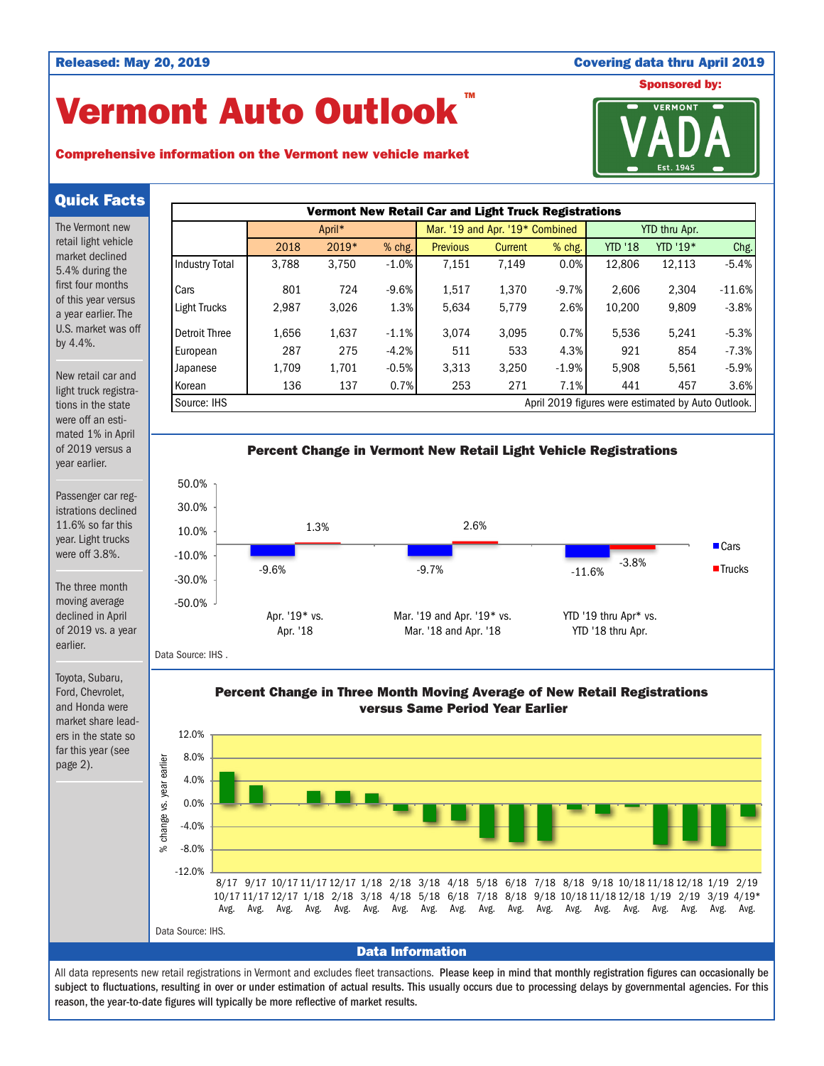**Released: May 20, 2019** | **Covering data thru April 2019**

# Vermont Auto Outlook™

**Comprehensive information on the Vermont new vehicle market**

**Sponsored by:** VERMONT VADA Est. 1945

## Quick Facts

The Vermont new retail light vehicle market declined 5.4% during the first four months of this year versus a year earlier. The U.S. market was off by 4.4%.

New retail car and light truck registrations in the state were off an estimated 1% in April of 2019 versus a year earlier.

Passenger car registrations declined 11.6% so far this year. Light trucks were off 3.8%.

The three month moving average declined in April of 2019 vs. a year earlier.

Toyota, Subaru, Ford, Chevrolet, and Honda were market share leaders in the state so far this year (see page 2).

**Vermont New Retail Car and Light Truck Registrations**

| | April* | | | Mar. '19 and Apr. '19* Combined | | | YTD thru Apr. | | |
|---|---|---|---|---|---|---|---|---|---|
| | 2018 | 2019* | % chg. | Previous | Current | % chg. | YTD '18 | YTD '19* | Chg. |
| Industry Total | 3,788 | 3,750 | -1.0% | 7,151 | 7,149 | 0.0% | 12,806 | 12,113 | -5.4% |
| Cars | 801 | 724 | -9.6% | 1,517 | 1,370 | -9.7% | 2,606 | 2,304 | -11.6% |
| Light Trucks | 2,987 | 3,026 | 1.3% | 5,634 | 5,779 | 2.6% | 10,200 | 9,809 | -3.8% |
| Detroit Three | 1,656 | 1,637 | -1.1% | 3,074 | 3,095 | 0.7% | 5,536 | 5,241 | -5.3% |
| European | 287 | 275 | -4.2% | 511 | 533 | 4.3% | 921 | 854 | -7.3% |
| Japanese | 1,709 | 1,701 | -0.5% | 3,313 | 3,250 | -1.9% | 5,908 | 5,561 | -5.9% |
| Korean | 136 | 137 | 0.7% | 253 | 271 | 7.1% | 441 | 457 | 3.6% |

Source: IHS — April 2019 figures were estimated by Auto Outlook.

**Percent Change in Vermont New Retail Light Vehicle Registrations**

| | Cars | Trucks |
|---|---|---|
| Apr. '19* vs. Apr. '18 | -9.6% | 1.3% |
| Mar. '19 and Apr. '19* vs. Mar. '18 and Apr. '18 | -9.7% | 2.6% |
| YTD '19 thru Apr* vs. YTD '18 thru Apr. | -11.6% | -3.8% |

Data Source: IHS .

**Percent Change in Three Month Moving Average of New Retail Registrations versus Same Period Year Earlier**

(% change vs. year earlier; periods: 8/17-10/17 Avg. through 2/19-4/19* Avg.)

Data Source: IHS.

## Data Information

All data represents new retail registrations in Vermont and excludes fleet transactions. **Please keep in mind that monthly registration figures can occasionally be subject to fluctuations, resulting in over or under estimation of actual results. This usually occurs due to processing delays by governmental agencies. For this reason, the year-to-date figures will typically be more reflective of market results.**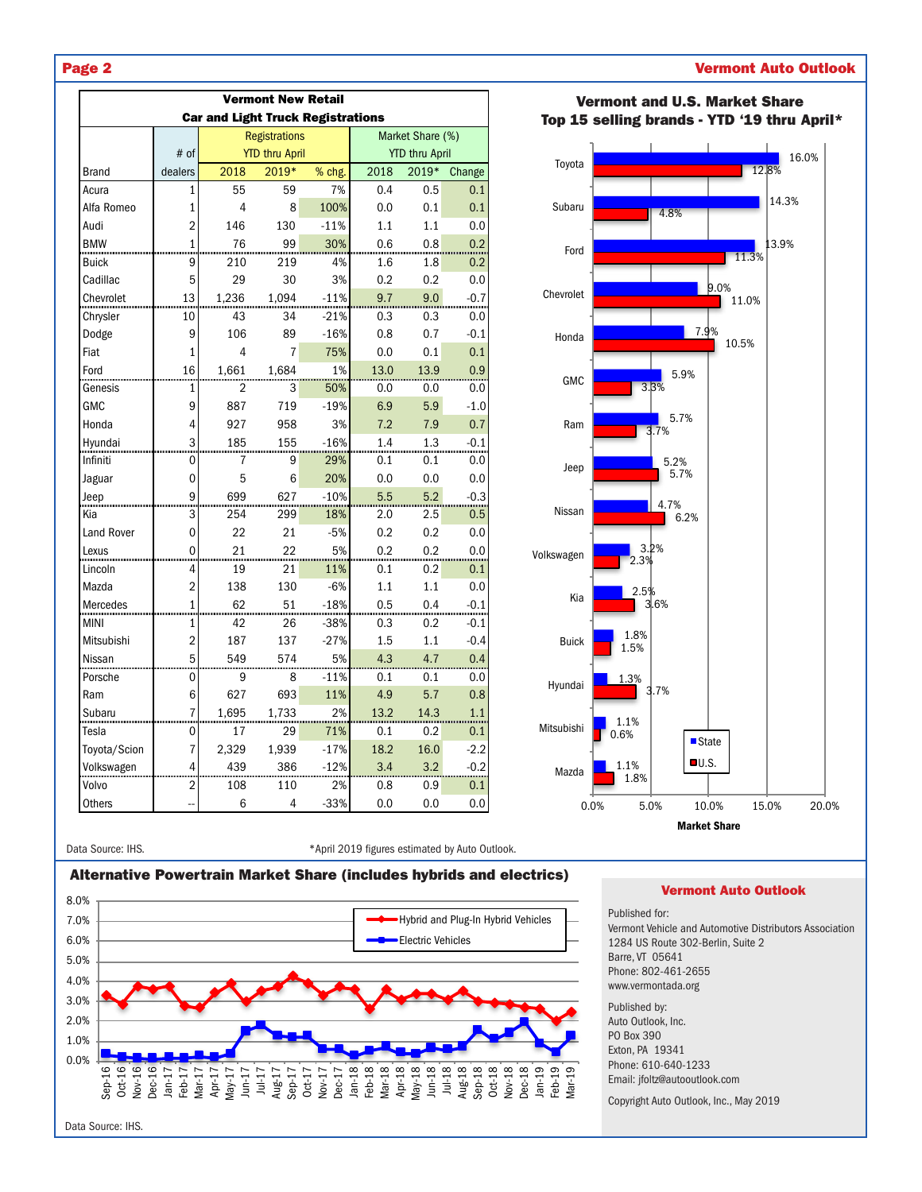## Vermont New Retail Car and Light Truck Registrations

| Brand | # of dealers | Registrations YTD thru April 2018 | 2019* | % chg. | Market Share (%) YTD thru April 2018 | 2019* | Change |
|---|---|---|---|---|---|---|---|
| Acura | 1 | 55 | 59 | 7% | 0.4 | 0.5 | 0.1 |
| Alfa Romeo | 1 | 4 | 8 | 100% | 0.0 | 0.1 | 0.1 |
| Audi | 2 | 146 | 130 | -11% | 1.1 | 1.1 | 0.0 |
| BMW | 1 | 76 | 99 | 30% | 0.6 | 0.8 | 0.2 |
| Buick | 9 | 210 | 219 | 4% | 1.6 | 1.8 | 0.2 |
| Cadillac | 5 | 29 | 30 | 3% | 0.2 | 0.2 | 0.0 |
| Chevrolet | 13 | 1,236 | 1,094 | -11% | 9.7 | 9.0 | -0.7 |
| Chrysler | 10 | 43 | 34 | -21% | 0.3 | 0.3 | 0.0 |
| Dodge | 9 | 106 | 89 | -16% | 0.8 | 0.7 | -0.1 |
| Fiat | 1 | 4 | 7 | 75% | 0.0 | 0.1 | 0.1 |
| Ford | 16 | 1,661 | 1,684 | 1% | 13.0 | 13.9 | 0.9 |
| Genesis | 1 | 2 | 3 | 50% | 0.0 | 0.0 | 0.0 |
| GMC | 9 | 887 | 719 | -19% | 6.9 | 5.9 | -1.0 |
| Honda | 4 | 927 | 958 | 3% | 7.2 | 7.9 | 0.7 |
| Hyundai | 3 | 185 | 155 | -16% | 1.4 | 1.3 | -0.1 |
| Infiniti | 0 | 7 | 9 | 29% | 0.1 | 0.1 | 0.0 |
| Jaguar | 0 | 5 | 6 | 20% | 0.0 | 0.0 | 0.0 |
| Jeep | 9 | 699 | 627 | -10% | 5.5 | 5.2 | -0.3 |
| Kia | 3 | 254 | 299 | 18% | 2.0 | 2.5 | 0.5 |
| Land Rover | 0 | 22 | 21 | -5% | 0.2 | 0.2 | 0.0 |
| Lexus | 0 | 21 | 22 | 5% | 0.2 | 0.2 | 0.0 |
| Lincoln | 4 | 19 | 21 | 11% | 0.1 | 0.2 | 0.1 |
| Mazda | 2 | 138 | 130 | -6% | 1.1 | 1.1 | 0.0 |
| Mercedes | 1 | 62 | 51 | -18% | 0.5 | 0.4 | -0.1 |
| MINI | 1 | 42 | 26 | -38% | 0.3 | 0.2 | -0.1 |
| Mitsubishi | 2 | 187 | 137 | -27% | 1.5 | 1.1 | -0.4 |
| Nissan | 5 | 549 | 574 | 5% | 4.3 | 4.7 | 0.4 |
| Porsche | 0 | 9 | 8 | -11% | 0.1 | 0.1 | 0.0 |
| Ram | 6 | 627 | 693 | 11% | 4.9 | 5.7 | 0.8 |
| Subaru | 7 | 1,695 | 1,733 | 2% | 13.2 | 14.3 | 1.1 |
| Tesla | 0 | 17 | 29 | 71% | 0.1 | 0.2 | 0.1 |
| Toyota/Scion | 7 | 2,329 | 1,939 | -17% | 18.2 | 16.0 | -2.2 |
| Volkswagen | 4 | 439 | 386 | -12% | 3.4 | 3.2 | -0.2 |
| Volvo | 2 | 108 | 110 | 2% | 0.8 | 0.9 | 0.1 |
| Others | -- | 6 | 4 | -33% | 0.0 | 0.0 | 0.0 |

Data Source: IHS. *April 2019 figures estimated by Auto Outlook.

## Vermont and U.S. Market Share Top 15 selling brands - YTD '19 thru April*

Toyota 16.0% 12.8%
Subaru 14.3% 4.8%
Ford 13.9% 11.3%
Chevrolet 9.0% 11.0%
Honda 7.9% 10.5%
GMC 5.9% 3.3%
Ram 5.7% 3.7%
Jeep 5.2% 5.7%
Nissan 4.7% 6.2%
Volkswagen 3.2% 2.3%
Kia 2.5% 3.6%
Buick 1.8% 1.5%
Hyundai 1.3% 3.7%
Mitsubishi 1.1% 0.6%
Mazda 1.1% 1.8%

State
U.S.

0.0% 5.0% 10.0% 15.0% 20.0%

Market Share

## Alternative Powertrain Market Share (includes hybrids and electrics)

Hybrid and Plug-In Hybrid Vehicles
Electric Vehicles

8.0% 7.0% 6.0% 5.0% 4.0% 3.0% 2.0% 1.0% 0.0%

Sep-16 Oct-16 Nov-16 Dec-16 Jan-17 Feb-17 Mar-17 Apr-17 May-17 Jun-17 Jul-17 Aug-17 Sep-17 Oct-17 Nov-17 Dec-17 Jan-18 Feb-18 Mar-18 Apr-18 May-18 Jun-18 Jul-18 Aug-18 Sep-18 Oct-18 Nov-18 Dec-18 Jan-19 Feb-19 Mar-19

Data Source: IHS.

### Vermont Auto Outlook

Published for:
Vermont Vehicle and Automotive Distributors Association
1284 US Route 302-Berlin, Suite 2
Barre, VT 05641
Phone: 802-461-2655
www.vermontada.org

Published by:
Auto Outlook, Inc.
PO Box 390
Exton, PA 19341
Phone: 610-640-1233
Email: jfoltz@autooutlook.com

Copyright Auto Outlook, Inc., May 2019